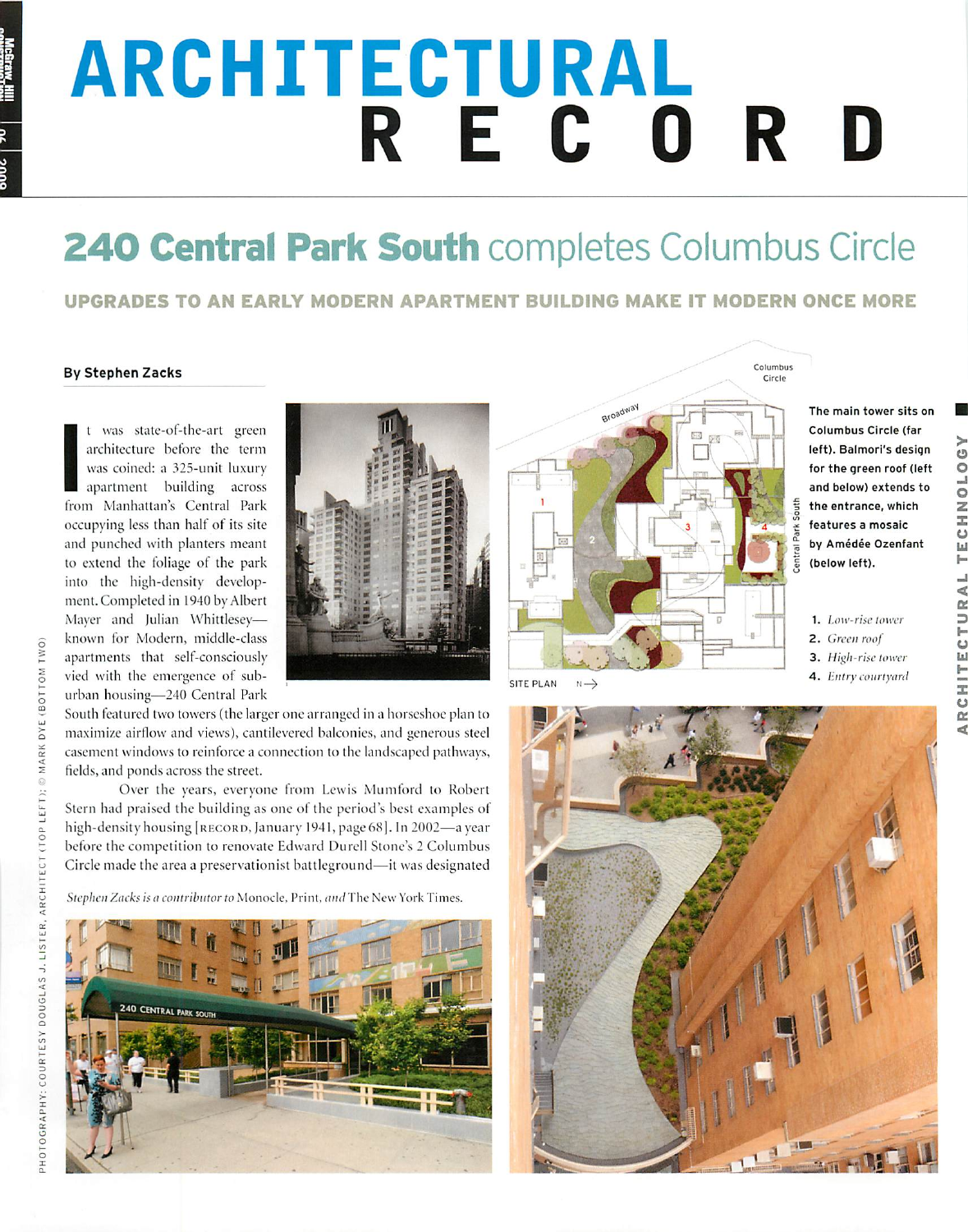# ARCHITECTURAL RECORD

## 240 Central Park South completes Columbus Circle

### UPGRADES TO AN EARLY MODERN APARTMENT BUILDING MAKE IT MODERN ONCE MORE

**By Stephen Zacks**

It was state-of-the-art green architecture before the term was coined: a 325-unit luxury apartment building across from Manhattan's Central Park occupying less than half of its site and punched with planters meant to extend the foliage of the park into the high-density development. Completed in 1940 by Albert Mayer and Julian Whittlesey—known for Modern, middle-class apartments that self-consciously vied with the emergence of suburban housing—240 Central Park South featured two towers (the larger one arranged in a horseshoe plan to maximize airflow and views), cantilevered balconies, and generous steel casement windows to reinforce a connection to the landscaped pathways, fields, and ponds across the street.

Over the years, everyone from Lewis Mumford to Robert Stern had praised the building as one of the period's best examples of high-density housing [RECORD, January 1941, page 68]. In 2002—a year before the competition to renovate Edward Durell Stone's 2 Columbus Circle made the area a preservationist battleground—it was designated

*Stephen Zacks is a contributor to* Monocle, Print, *and* The New York Times.

**The main tower sits on Columbus Circle (far left). Balmori's design for the green roof (left and below) extends to the entrance, which features a mosaic by Amédée Ozenfant (below left).**

SITE PLAN

1. *Low-rise tower*
2. *Green roof*
3. *High-rise tower*
4. *Entry courtyard*

PHOTOGRAPHY: COURTESY DOUGLAS J. LISTER, ARCHITECT (TOP LEFT); © MARK DYE (BOTTOM TWO)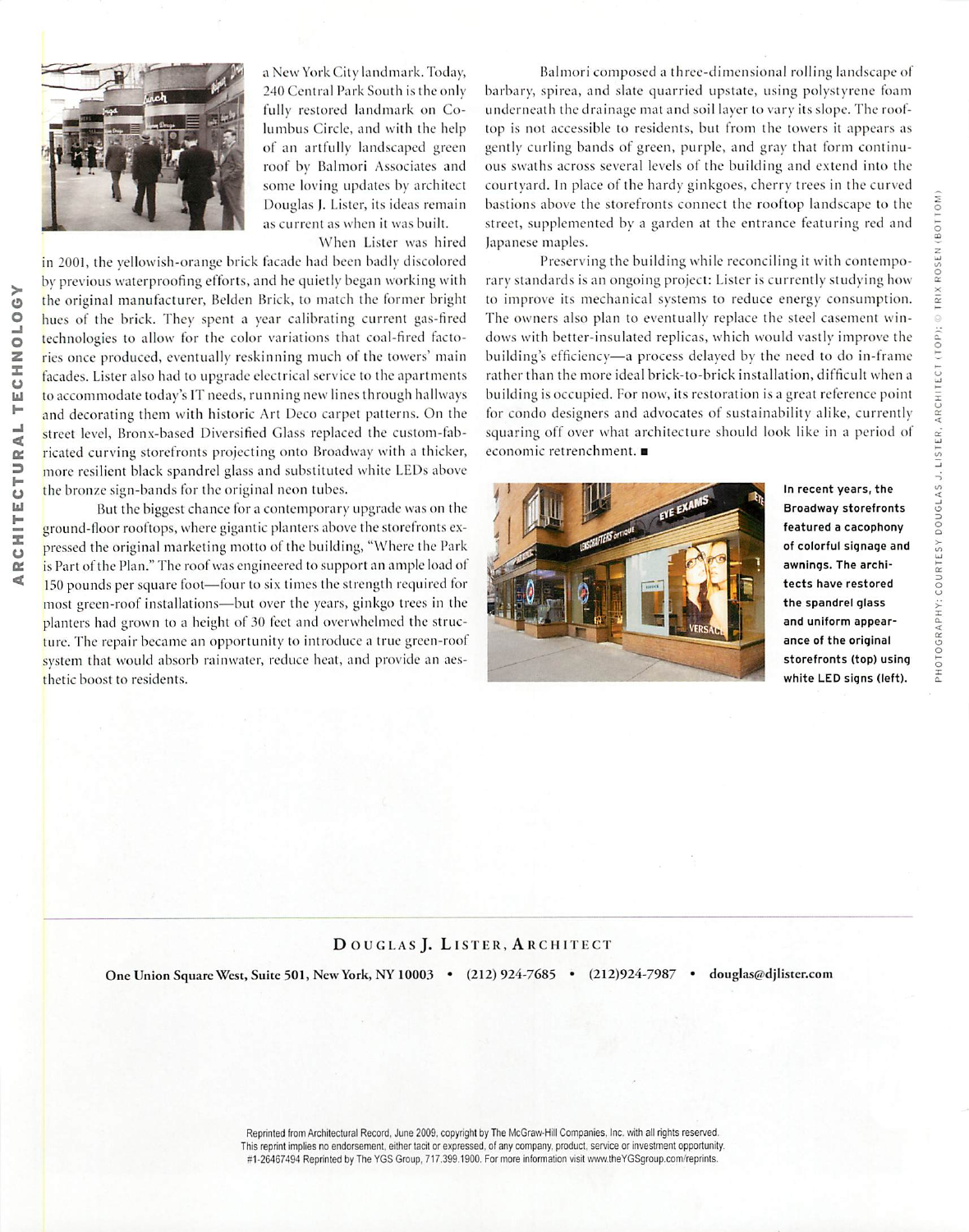a New York City landmark. Today, 240 Central Park South is the only fully restored landmark on Columbus Circle, and with the help of an artfully landscaped green roof by Balmori Associates and some loving updates by architect Douglas J. Lister, its ideas remain as current as when it was built.

When Lister was hired in 2001, the yellowish-orange brick facade had been badly discolored by previous waterproofing efforts, and he quietly began working with the original manufacturer, Belden Brick, to match the former bright hues of the brick. They spent a year calibrating current gas-fired technologies to allow for the color variations that coal-fired factories once produced, eventually reskinning much of the towers' main facades. Lister also had to upgrade electrical service to the apartments to accommodate today's IT needs, running new lines through hallways and decorating them with historic Art Deco carpet patterns. On the street level, Bronx-based Diversified Glass replaced the custom-fabricated curving storefronts projecting onto Broadway with a thicker, more resilient black spandrel glass and substituted white LEDs above the bronze sign-bands for the original neon tubes.

But the biggest chance for a contemporary upgrade was on the ground-floor rooftops, where gigantic planters above the storefronts expressed the original marketing motto of the building, "Where the Park is Part of the Plan." The roof was engineered to support an ample load of 150 pounds per square foot—four to six times the strength required for most green-roof installations—but over the years, ginkgo trees in the planters had grown to a height of 30 feet and overwhelmed the structure. The repair became an opportunity to introduce a true green-roof system that would absorb rainwater, reduce heat, and provide an aesthetic boost to residents.

Balmori composed a three-dimensional rolling landscape of barbary, spirea, and slate quarried upstate, using polystyrene foam underneath the drainage mat and soil layer to vary its slope. The rooftop is not accessible to residents, but from the towers it appears as gently curling bands of green, purple, and gray that form continuous swaths across several levels of the building and extend into the courtyard. In place of the hardy ginkgoes, cherry trees in the curved bastions above the storefronts connect the rooftop landscape to the street, supplemented by a garden at the entrance featuring red and Japanese maples.

Preserving the building while reconciling it with contemporary standards is an ongoing project: Lister is currently studying how to improve its mechanical systems to reduce energy consumption. The owners also plan to eventually replace the steel casement windows with better-insulated replicas, which would vastly improve the building's efficiency—a process delayed by the need to do in-frame rather than the more ideal brick-to-brick installation, difficult when a building is occupied. For now, its restoration is a great reference point for condo designers and advocates of sustainability alike, currently squaring off over what architecture should look like in a period of economic retrenchment. ■

**In recent years, the Broadway storefronts featured a cacophony of colorful signage and awnings. The architects have restored the spandrel glass and uniform appearance of the original storefronts (top) using white LED signs (left).**

PHOTOGRAPHY: COURTESY DOUGLAS J. LISTER, ARCHITECT (TOP); © TRIX ROSEN (BOTTOM)

**DOUGLAS J. LISTER, ARCHITECT**

One Union Square West, Suite 501, New York, NY 10003 • (212) 924-7685 • (212)924-7987 • douglas@djlister.com

Reprinted from Architectural Record, June 2009, copyright by The McGraw-Hill Companies, Inc. with all rights reserved. This reprint implies no endorsement, either tacit or expressed, of any company, product, service or investment opportunity. #1-26467494 Reprinted by The YGS Group, 717.399.1900. For more information visit www.theYGSgroup.com/reprints.